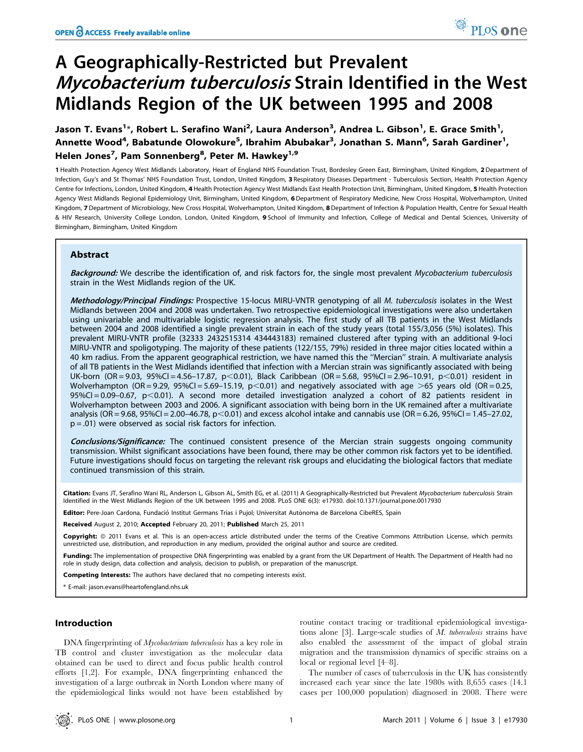# A Geographically-Restricted but Prevalent *Mycobacterium tuberculosis* Strain Identified in the West Midlands Region of the UK between 1995 and 2008

**Jason T. Evans[1]*, Robert L. Serafino Wani[2], Laura Anderson[3], Andrea L. Gibson[1], E. Grace Smith[1], Annette Wood[4], Babatunde Olowokure[5], Ibrahim Abubakar[3], Jonathan S. Mann[6], Sarah Gardiner[1], Helen Jones[7], Pam Sonnenberg[8], Peter M. Hawkey[1,9]**

1 Health Protection Agency West Midlands Laboratory, Heart of England NHS Foundation Trust, Bordesley Green East, Birmingham, United Kingdom, 2 Department of Infection, Guy's and St Thomas' NHS Foundation Trust, London, United Kingdom, 3 Respiratory Diseases Department - Tuberculosis Section, Health Protection Agency Centre for Infections, London, United Kingdom, 4 Health Protection Agency West Midlands East Health Protection Unit, Birmingham, United Kingdom, 5 Health Protection Agency West Midlands Regional Epidemiology Unit, Birmingham, United Kingdom, 6 Department of Respiratory Medicine, New Cross Hospital, Wolverhampton, United Kingdom, 7 Department of Microbiology, New Cross Hospital, Wolverhampton, United Kingdom, 8 Department of Infection & Population Health, Centre for Sexual Health & HIV Research, University College London, London, United Kingdom, 9 School of Immunity and Infection, College of Medical and Dental Sciences, University of Birmingham, Birmingham, United Kingdom

## Abstract

***Background:*** We describe the identification of, and risk factors for, the single most prevalent *Mycobacterium tuberculosis* strain in the West Midlands region of the UK.

***Methodology/Principal Findings:*** Prospective 15-locus MIRU-VNTR genotyping of all *M. tuberculosis* isolates in the West Midlands between 2004 and 2008 was undertaken. Two retrospective epidemiological investigations were also undertaken using univariable and multivariable logistic regression analysis. The first study of all TB patients in the West Midlands between 2004 and 2008 identified a single prevalent strain in each of the study years (total 155/3,056 (5%) isolates). This prevalent MIRU-VNTR profile (32333 2432515314 434443183) remained clustered after typing with an additional 9-loci MIRU-VNTR and spoligotyping. The majority of these patients (122/155, 79%) resided in three major cities located within a 40 km radius. From the apparent geographical restriction, we have named this the ''Mercian'' strain. A multivariate analysis of all TB patients in the West Midlands identified that infection with a Mercian strain was significantly associated with being UK-born (OR = 9.03, 95%CI = 4.56–17.87, $p<0.01$), Black Caribbean (OR = 5.68, 95%CI = 2.96–10.91, $p<0.01$) resident in Wolverhampton (OR = 9.29, 95%CI = 5.69–15.19, $p<0.01$) and negatively associated with age >65 years old (OR = 0.25, 95%CI = 0.09–0.67, $p<0.01$). A second more detailed investigation analyzed a cohort of 82 patients resident in Wolverhampton between 2003 and 2006. A significant association with being born in the UK remained after a multivariate analysis (OR = 9.68, 95%CI = 2.00–46.78, $p<0.01$) and excess alcohol intake and cannabis use (OR = 6.26, 95%CI = 1.45–27.02, $p = .01$) were observed as social risk factors for infection.

***Conclusions/Significance:*** The continued consistent presence of the Mercian strain suggests ongoing community transmission. Whilst significant associations have been found, there may be other common risk factors yet to be identified. Future investigations should focus on targeting the relevant risk groups and elucidating the biological factors that mediate continued transmission of this strain.

**Citation:** Evans JT, Serafino Wani RL, Anderson L, Gibson AL, Smith EG, et al. (2011) A Geographically-Restricted but Prevalent *Mycobacterium tuberculosis* Strain Identified in the West Midlands Region of the UK between 1995 and 2008. PLoS ONE 6(3): e17930. doi:10.1371/journal.pone.0017930

**Editor:** Pere-Joan Cardona, Fundació Institut Germans Trias i Pujol; Universitat Autònoma de Barcelona CibeRES, Spain

**Received** August 2, 2010; **Accepted** February 20, 2011; **Published** March 25, 2011

**Copyright:** © 2011 Evans et al. This is an open-access article distributed under the terms of the Creative Commons Attribution License, which permits unrestricted use, distribution, and reproduction in any medium, provided the original author and source are credited.

**Funding:** The implementation of prospective DNA fingerprinting was enabled by a grant from the UK Department of Health. The Department of Health had no role in study design, data collection and analysis, decision to publish, or preparation of the manuscript.

**Competing Interests:** The authors have declared that no competing interests exist.

\* E-mail: jason.evans@heartofengland.nhs.uk

## Introduction

DNA fingerprinting of *Mycobacterium tuberculosis* has a key role in TB control and cluster investigation as the molecular data obtained can be used to direct and focus public health control efforts [1,2]. For example, DNA fingerprinting enhanced the investigation of a large outbreak in North London where many of the epidemiological links would not have been established by routine contact tracing or traditional epidemiological investigations alone [3]. Large-scale studies of *M. tuberculosis* strains have also enabled the assessment of the impact of global strain migration and the transmission dynamics of specific strains on a local or regional level [4–8].

The number of cases of tuberculosis in the UK has consistently increased each year since the late 1980s with 8,655 cases (14.1 cases per 100,000 population) diagnosed in 2008. There were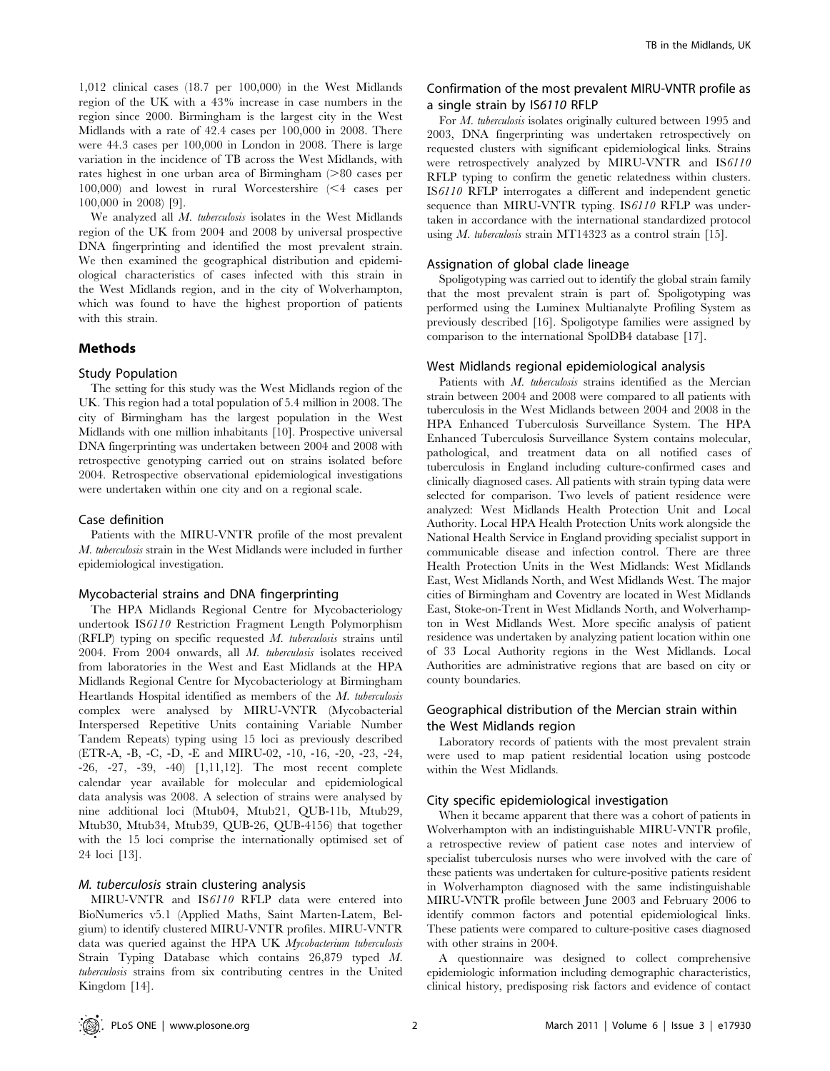1,012 clinical cases (18.7 per 100,000) in the West Midlands region of the UK with a 43% increase in case numbers in the region since 2000. Birmingham is the largest city in the West Midlands with a rate of 42.4 cases per 100,000 in 2008. There were 44.3 cases per 100,000 in London in 2008. There is large variation in the incidence of TB across the West Midlands, with rates highest in one urban area of Birmingham (>80 cases per 100,000) and lowest in rural Worcestershire (<4 cases per 100,000 in 2008) [9].

We analyzed all *M. tuberculosis* isolates in the West Midlands region of the UK from 2004 and 2008 by universal prospective DNA fingerprinting and identified the most prevalent strain. We then examined the geographical distribution and epidemiological characteristics of cases infected with this strain in the West Midlands region, and in the city of Wolverhampton, which was found to have the highest proportion of patients with this strain.

## Methods

### Study Population

The setting for this study was the West Midlands region of the UK. This region had a total population of 5.4 million in 2008. The city of Birmingham has the largest population in the West Midlands with one million inhabitants [10]. Prospective universal DNA fingerprinting was undertaken between 2004 and 2008 with retrospective genotyping carried out on strains isolated before 2004. Retrospective observational epidemiological investigations were undertaken within one city and on a regional scale.

### Case definition

Patients with the MIRU-VNTR profile of the most prevalent *M. tuberculosis* strain in the West Midlands were included in further epidemiological investigation.

### Mycobacterial strains and DNA fingerprinting

The HPA Midlands Regional Centre for Mycobacteriology undertook IS*6110* Restriction Fragment Length Polymorphism (RFLP) typing on specific requested *M. tuberculosis* strains until 2004. From 2004 onwards, all *M. tuberculosis* isolates received from laboratories in the West and East Midlands at the HPA Midlands Regional Centre for Mycobacteriology at Birmingham Heartlands Hospital identified as members of the *M. tuberculosis* complex were analysed by MIRU-VNTR (Mycobacterial Interspersed Repetitive Units containing Variable Number Tandem Repeats) typing using 15 loci as previously described (ETR-A, -B, -C, -D, -E and MIRU-02, -10, -16, -20, -23, -24, -26, -27, -39, -40) [1,11,12]. The most recent complete calendar year available for molecular and epidemiological data analysis was 2008. A selection of strains were analysed by nine additional loci (Mtub04, Mtub21, QUB-11b, Mtub29, Mtub30, Mtub34, Mtub39, QUB-26, QUB-4156) that together with the 15 loci comprise the internationally optimised set of 24 loci [13].

### *M. tuberculosis* strain clustering analysis

MIRU-VNTR and IS*6110* RFLP data were entered into BioNumerics v5.1 (Applied Maths, Saint Marten-Latem, Belgium) to identify clustered MIRU-VNTR profiles. MIRU-VNTR data was queried against the HPA UK *Mycobacterium tuberculosis* Strain Typing Database which contains 26,879 typed *M. tuberculosis* strains from six contributing centres in the United Kingdom [14].

### Confirmation of the most prevalent MIRU-VNTR profile as a single strain by IS*6110* RFLP

For *M. tuberculosis* isolates originally cultured between 1995 and 2003, DNA fingerprinting was undertaken retrospectively on requested clusters with significant epidemiological links. Strains were retrospectively analyzed by MIRU-VNTR and IS*6110* RFLP typing to confirm the genetic relatedness within clusters. IS*6110* RFLP interrogates a different and independent genetic sequence than MIRU-VNTR typing. IS*6110* RFLP was undertaken in accordance with the international standardized protocol using *M. tuberculosis* strain MT14323 as a control strain [15].

### Assignation of global clade lineage

Spoligotyping was carried out to identify the global strain family that the most prevalent strain is part of. Spoligotyping was performed using the Luminex Multianalyte Profiling System as previously described [16]. Spoligotype families were assigned by comparison to the international SpolDB4 database [17].

### West Midlands regional epidemiological analysis

Patients with *M. tuberculosis* strains identified as the Mercian strain between 2004 and 2008 were compared to all patients with tuberculosis in the West Midlands between 2004 and 2008 in the HPA Enhanced Tuberculosis Surveillance System. The HPA Enhanced Tuberculosis Surveillance System contains molecular, pathological, and treatment data on all notified cases of tuberculosis in England including culture-confirmed cases and clinically diagnosed cases. All patients with strain typing data were selected for comparison. Two levels of patient residence were analyzed: West Midlands Health Protection Unit and Local Authority. Local HPA Health Protection Units work alongside the National Health Service in England providing specialist support in communicable disease and infection control. There are three Health Protection Units in the West Midlands: West Midlands East, West Midlands North, and West Midlands West. The major cities of Birmingham and Coventry are located in West Midlands East, Stoke-on-Trent in West Midlands North, and Wolverhampton in West Midlands West. More specific analysis of patient residence was undertaken by analyzing patient location within one of 33 Local Authority regions in the West Midlands. Local Authorities are administrative regions that are based on city or county boundaries.

### Geographical distribution of the Mercian strain within the West Midlands region

Laboratory records of patients with the most prevalent strain were used to map patient residential location using postcode within the West Midlands.

### City specific epidemiological investigation

When it became apparent that there was a cohort of patients in Wolverhampton with an indistinguishable MIRU-VNTR profile, a retrospective review of patient case notes and interview of specialist tuberculosis nurses who were involved with the care of these patients was undertaken for culture-positive patients resident in Wolverhampton diagnosed with the same indistinguishable MIRU-VNTR profile between June 2003 and February 2006 to identify common factors and potential epidemiological links. These patients were compared to culture-positive cases diagnosed with other strains in 2004.

A questionnaire was designed to collect comprehensive epidemiologic information including demographic characteristics, clinical history, predisposing risk factors and evidence of contact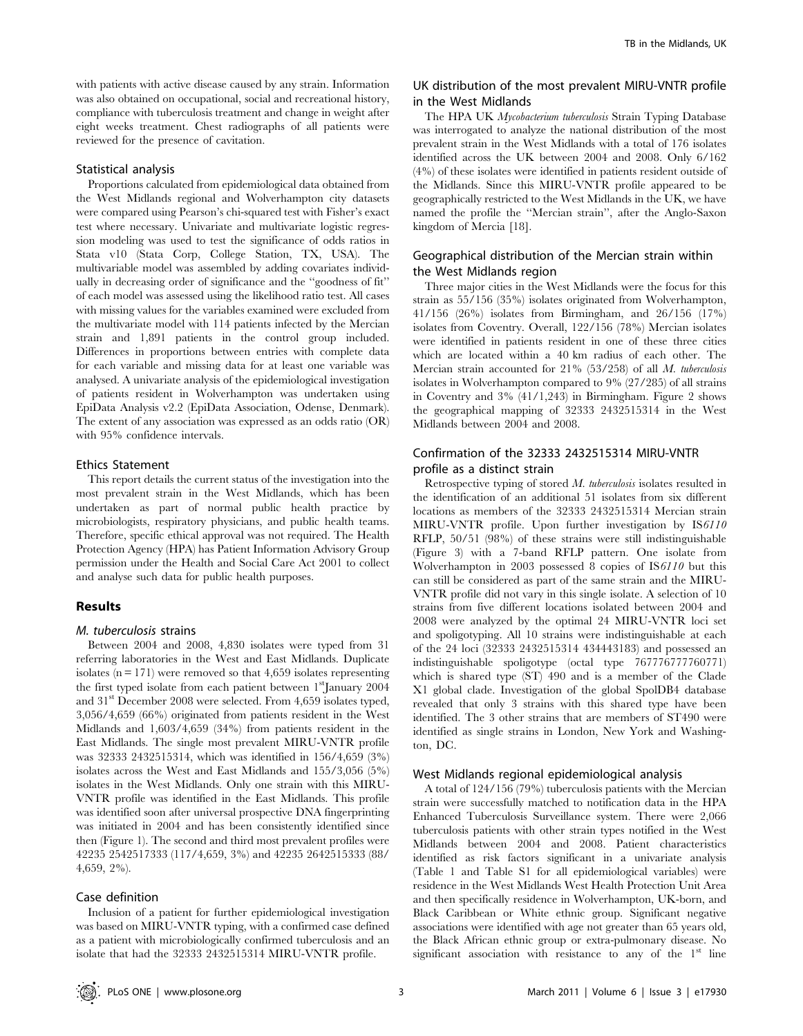with patients with active disease caused by any strain. Information was also obtained on occupational, social and recreational history, compliance with tuberculosis treatment and change in weight after eight weeks treatment. Chest radiographs of all patients were reviewed for the presence of cavitation.

### Statistical analysis

Proportions calculated from epidemiological data obtained from the West Midlands regional and Wolverhampton city datasets were compared using Pearson's chi-squared test with Fisher's exact test where necessary. Univariate and multivariate logistic regression modeling was used to test the significance of odds ratios in Stata v10 (Stata Corp, College Station, TX, USA). The multivariable model was assembled by adding covariates individually in decreasing order of significance and the "goodness of fit" of each model was assessed using the likelihood ratio test. All cases with missing values for the variables examined were excluded from the multivariate model with 114 patients infected by the Mercian strain and 1,891 patients in the control group included. Differences in proportions between entries with complete data for each variable and missing data for at least one variable was analysed. A univariate analysis of the epidemiological investigation of patients resident in Wolverhampton was undertaken using EpiData Analysis v2.2 (EpiData Association, Odense, Denmark). The extent of any association was expressed as an odds ratio (OR) with 95% confidence intervals.

### Ethics Statement

This report details the current status of the investigation into the most prevalent strain in the West Midlands, which has been undertaken as part of normal public health practice by microbiologists, respiratory physicians, and public health teams. Therefore, specific ethical approval was not required. The Health Protection Agency (HPA) has Patient Information Advisory Group permission under the Health and Social Care Act 2001 to collect and analyse such data for public health purposes.

## Results

### *M. tuberculosis* strains

Between 2004 and 2008, 4,830 isolates were typed from 31 referring laboratories in the West and East Midlands. Duplicate isolates (n = 171) were removed so that 4,659 isolates representing the first typed isolate from each patient between 1st January 2004 and 31st December 2008 were selected. From 4,659 isolates typed, 3,056/4,659 (66%) originated from patients resident in the West Midlands and 1,603/4,659 (34%) from patients resident in the East Midlands. The single most prevalent MIRU-VNTR profile was 32333 2432515314, which was identified in 156/4,659 (3%) isolates across the West and East Midlands and 155/3,056 (5%) isolates in the West Midlands. Only one strain with this MIRU-VNTR profile was identified in the East Midlands. This profile was identified soon after universal prospective DNA fingerprinting was initiated in 2004 and has been consistently identified since then (Figure 1). The second and third most prevalent profiles were 42235 2542517333 (117/4,659, 3%) and 42235 2642515333 (88/4,659, 2%).

### Case definition

Inclusion of a patient for further epidemiological investigation was based on MIRU-VNTR typing, with a confirmed case defined as a patient with microbiologically confirmed tuberculosis and an isolate that had the 32333 2432515314 MIRU-VNTR profile.

### UK distribution of the most prevalent MIRU-VNTR profile in the West Midlands

The HPA UK *Mycobacterium tuberculosis* Strain Typing Database was interrogated to analyze the national distribution of the most prevalent strain in the West Midlands with a total of 176 isolates identified across the UK between 2004 and 2008. Only 6/162 (4%) of these isolates were identified in patients resident outside of the Midlands. Since this MIRU-VNTR profile appeared to be geographically restricted to the West Midlands in the UK, we have named the profile the "Mercian strain", after the Anglo-Saxon kingdom of Mercia [18].

### Geographical distribution of the Mercian strain within the West Midlands region

Three major cities in the West Midlands were the focus for this strain as 55/156 (35%) isolates originated from Wolverhampton, 41/156 (26%) isolates from Birmingham, and 26/156 (17%) isolates from Coventry. Overall, 122/156 (78%) Mercian isolates were identified in patients resident in one of these three cities which are located within a 40 km radius of each other. The Mercian strain accounted for 21% (53/258) of all *M. tuberculosis* isolates in Wolverhampton compared to 9% (27/285) of all strains in Coventry and 3% (41/1,243) in Birmingham. Figure 2 shows the geographical mapping of 32333 2432515314 in the West Midlands between 2004 and 2008.

### Confirmation of the 32333 2432515314 MIRU-VNTR profile as a distinct strain

Retrospective typing of stored *M. tuberculosis* isolates resulted in the identification of an additional 51 isolates from six different locations as members of the 32333 2432515314 Mercian strain MIRU-VNTR profile. Upon further investigation by IS*6110* RFLP, 50/51 (98%) of these strains were still indistinguishable (Figure 3) with a 7-band RFLP pattern. One isolate from Wolverhampton in 2003 possessed 8 copies of IS*6110* but this can still be considered as part of the same strain and the MIRU-VNTR profile did not vary in this single isolate. A selection of 10 strains from five different locations isolated between 2004 and 2008 were analyzed by the optimal 24 MIRU-VNTR loci set and spoligotyping. All 10 strains were indistinguishable at each of the 24 loci (32333 2432515314 434443183) and possessed an indistinguishable spoligotype (octal type 767776777760771) which is shared type (ST) 490 and is a member of the Clade X1 global clade. Investigation of the global SpolDB4 database revealed that only 3 strains with this shared type have been identified. The 3 other strains that are members of ST490 were identified as single strains in London, New York and Washington, DC.

### West Midlands regional epidemiological analysis

A total of 124/156 (79%) tuberculosis patients with the Mercian strain were successfully matched to notification data in the HPA Enhanced Tuberculosis Surveillance system. There were 2,066 tuberculosis patients with other strain types notified in the West Midlands between 2004 and 2008. Patient characteristics identified as risk factors significant in a univariate analysis (Table 1 and Table S1 for all epidemiological variables) were residence in the West Midlands West Health Protection Unit Area and then specifically residence in Wolverhampton, UK-born, and Black Caribbean or White ethnic group. Significant negative associations were identified with age not greater than 65 years old, the Black African ethnic group or extra-pulmonary disease. No significant association with resistance to any of the 1st line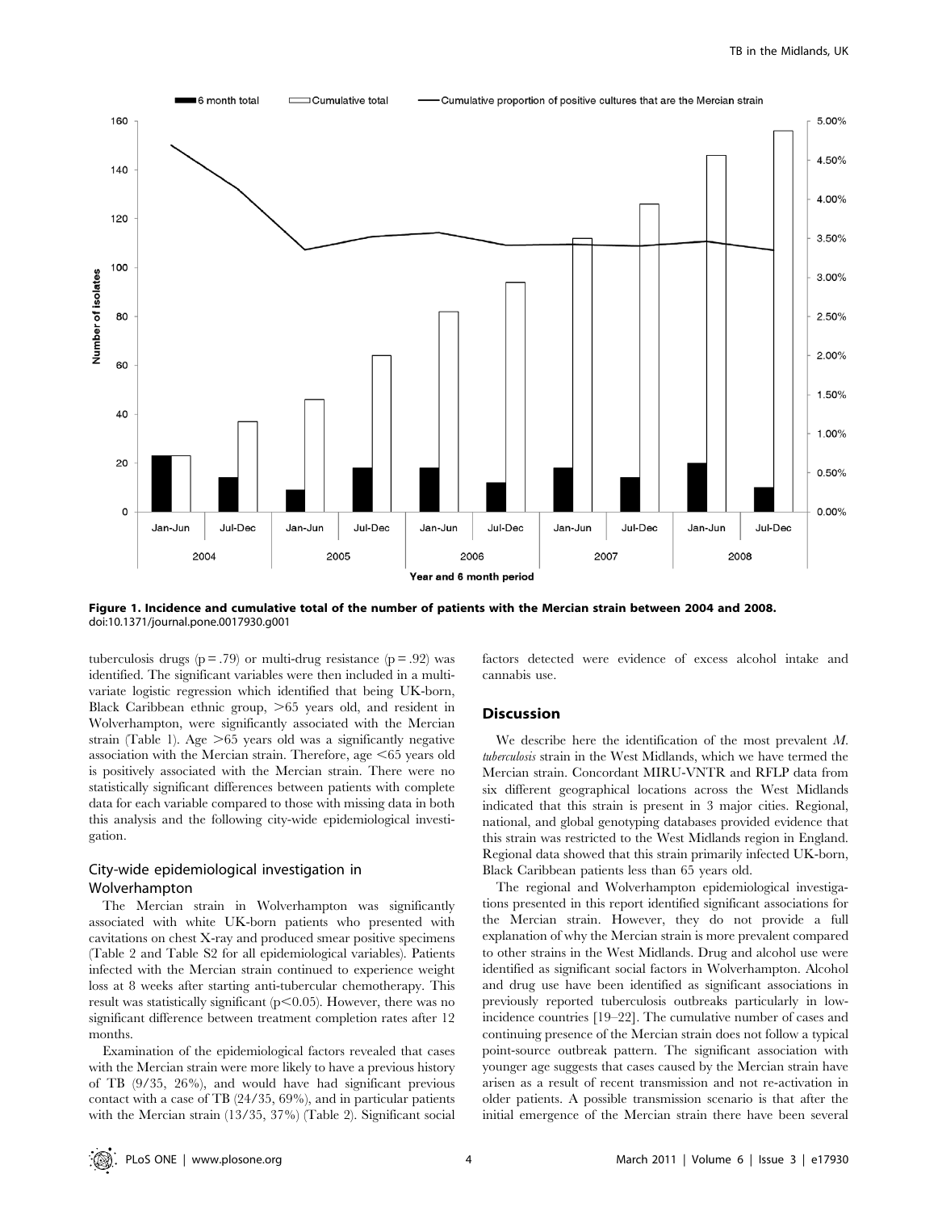**Figure 1. Incidence and cumulative total of the number of patients with the Mercian strain between 2004 and 2008.**
doi:10.1371/journal.pone.0017930.g001

tuberculosis drugs (p = .79) or multi-drug resistance (p = .92) was identified. The significant variables were then included in a multivariate logistic regression which identified that being UK-born, Black Caribbean ethnic group, >65 years old, and resident in Wolverhampton, were significantly associated with the Mercian strain (Table 1). Age >65 years old was a significantly negative association with the Mercian strain. Therefore, age <65 years old is positively associated with the Mercian strain. There were no statistically significant differences between patients with complete data for each variable compared to those with missing data in both this analysis and the following city-wide epidemiological investigation.

### City-wide epidemiological investigation in Wolverhampton

The Mercian strain in Wolverhampton was significantly associated with white UK-born patients who presented with cavitations on chest X-ray and produced smear positive specimens (Table 2 and Table S2 for all epidemiological variables). Patients infected with the Mercian strain continued to experience weight loss at 8 weeks after starting anti-tubercular chemotherapy. This result was statistically significant ($p < 0.05$). However, there was no significant difference between treatment completion rates after 12 months.

Examination of the epidemiological factors revealed that cases with the Mercian strain were more likely to have a previous history of TB (9/35, 26%), and would have had significant previous contact with a case of TB (24/35, 69%), and in particular patients with the Mercian strain (13/35, 37%) (Table 2). Significant social factors detected were evidence of excess alcohol intake and cannabis use.

## Discussion

We describe here the identification of the most prevalent *M. tuberculosis* strain in the West Midlands, which we have termed the Mercian strain. Concordant MIRU-VNTR and RFLP data from six different geographical locations across the West Midlands indicated that this strain is present in 3 major cities. Regional, national, and global genotyping databases provided evidence that this strain was restricted to the West Midlands region in England. Regional data showed that this strain primarily infected UK-born, Black Caribbean patients less than 65 years old.

The regional and Wolverhampton epidemiological investigations presented in this report identified significant associations for the Mercian strain. However, they do not provide a full explanation of why the Mercian strain is more prevalent compared to other strains in the West Midlands. Drug and alcohol use were identified as significant social factors in Wolverhampton. Alcohol and drug use have been identified as significant associations in previously reported tuberculosis outbreaks particularly in low-incidence countries [19–22]. The cumulative number of cases and continuing presence of the Mercian strain does not follow a typical point-source outbreak pattern. The significant association with younger age suggests that cases caused by the Mercian strain have arisen as a result of recent transmission and not re-activation in older patients. A possible transmission scenario is that after the initial emergence of the Mercian strain there have been several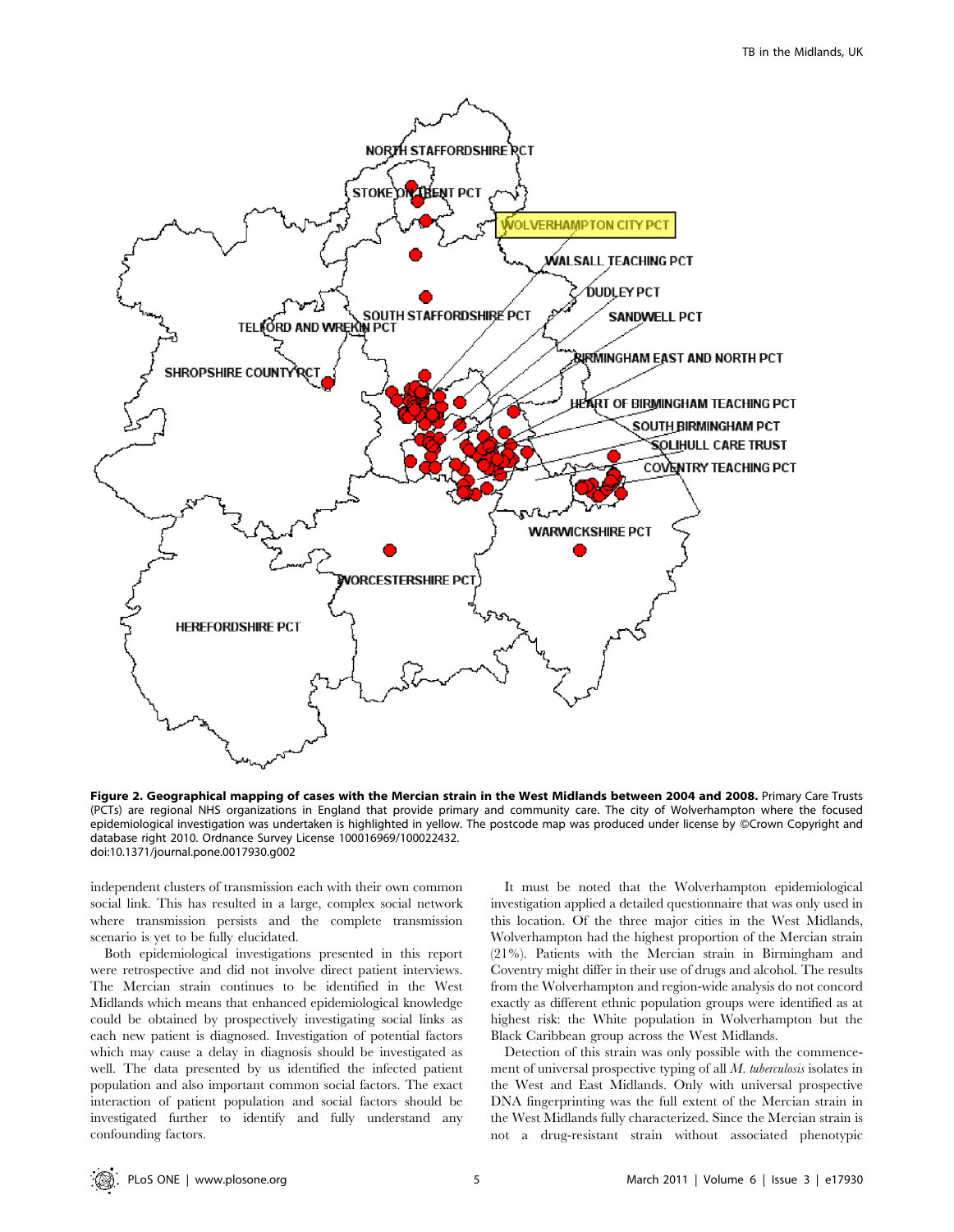**Figure 2. Geographical mapping of cases with the Mercian strain in the West Midlands between 2004 and 2008.** Primary Care Trusts (PCTs) are regional NHS organizations in England that provide primary and community care. The city of Wolverhampton where the focused epidemiological investigation was undertaken is highlighted in yellow. The postcode map was produced under license by ©Crown Copyright and database right 2010. Ordnance Survey License 100016969/100022432.
doi:10.1371/journal.pone.0017930.g002

independent clusters of transmission each with their own common social link. This has resulted in a large, complex social network where transmission persists and the complete transmission scenario is yet to be fully elucidated.

Both epidemiological investigations presented in this report were retrospective and did not involve direct patient interviews. The Mercian strain continues to be identified in the West Midlands which means that enhanced epidemiological knowledge could be obtained by prospectively investigating social links as each new patient is diagnosed. Investigation of potential factors which may cause a delay in diagnosis should be investigated as well. The data presented by us identified the infected patient population and also important common social factors. The exact interaction of patient population and social factors should be investigated further to identify and fully understand any confounding factors.

It must be noted that the Wolverhampton epidemiological investigation applied a detailed questionnaire that was only used in this location. Of the three major cities in the West Midlands, Wolverhampton had the highest proportion of the Mercian strain (21%). Patients with the Mercian strain in Birmingham and Coventry might differ in their use of drugs and alcohol. The results from the Wolverhampton and region-wide analysis do not concord exactly as different ethnic population groups were identified as at highest risk: the White population in Wolverhampton but the Black Caribbean group across the West Midlands.

Detection of this strain was only possible with the commencement of universal prospective typing of all *M. tuberculosis* isolates in the West and East Midlands. Only with universal prospective DNA fingerprinting was the full extent of the Mercian strain in the West Midlands fully characterized. Since the Mercian strain is not a drug-resistant strain without associated phenotypic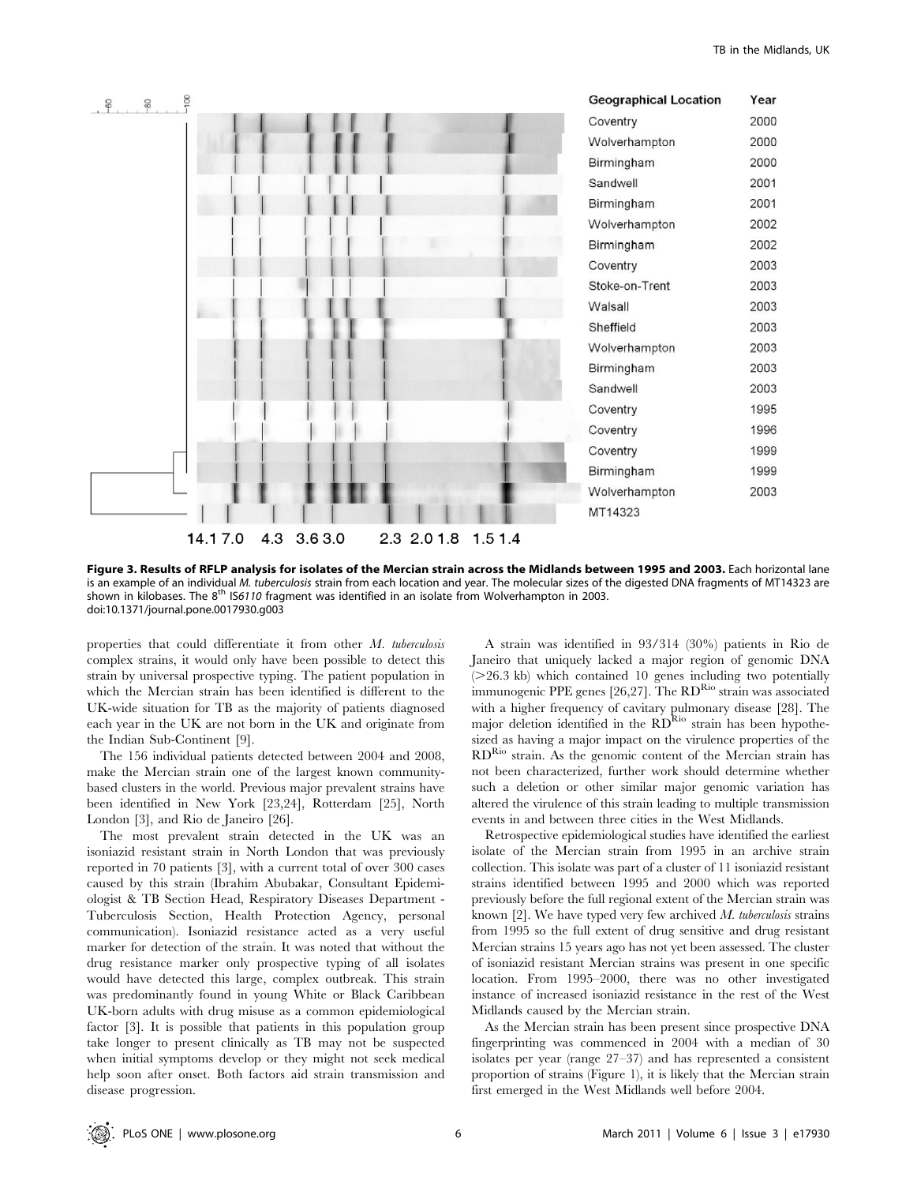**Figure 3. Results of RFLP analysis for isolates of the Mercian strain across the Midlands between 1995 and 2003.** Each horizontal lane is an example of an individual *M. tuberculosis* strain from each location and year. The molecular sizes of the digested DNA fragments of MT14323 are shown in kilobases. The 8[th] IS*6110* fragment was identified in an isolate from Wolverhampton in 2003.
doi:10.1371/journal.pone.0017930.g003

properties that could differentiate it from other *M. tuberculosis* complex strains, it would only have been possible to detect this strain by universal prospective typing. The patient population in which the Mercian strain has been identified is different to the UK-wide situation for TB as the majority of patients diagnosed each year in the UK are not born in the UK and originate from the Indian Sub-Continent [9].

The 156 individual patients detected between 2004 and 2008, make the Mercian strain one of the largest known community-based clusters in the world. Previous major prevalent strains have been identified in New York [23,24], Rotterdam [25], North London [3], and Rio de Janeiro [26].

The most prevalent strain detected in the UK was an isoniazid resistant strain in North London that was previously reported in 70 patients [3], with a current total of over 300 cases caused by this strain (Ibrahim Abubakar, Consultant Epidemiologist & TB Section Head, Respiratory Diseases Department - Tuberculosis Section, Health Protection Agency, personal communication). Isoniazid resistance acted as a very useful marker for detection of the strain. It was noted that without the drug resistance marker only prospective typing of all isolates would have detected this large, complex outbreak. This strain was predominantly found in young White or Black Caribbean UK-born adults with drug misuse as a common epidemiological factor [3]. It is possible that patients in this population group take longer to present clinically as TB may not be suspected when initial symptoms develop or they might not seek medical help soon after onset. Both factors aid strain transmission and disease progression.

A strain was identified in 93/314 (30%) patients in Rio de Janeiro that uniquely lacked a major region of genomic DNA (>26.3 kb) which contained 10 genes including two potentially immunogenic PPE genes [26,27]. The RD[Rio] strain was associated with a higher frequency of cavitary pulmonary disease [28]. The major deletion identified in the RD[Rio] strain has been hypothesized as having a major impact on the virulence properties of the RD[Rio] strain. As the genomic content of the Mercian strain has not been characterized, further work should determine whether such a deletion or other similar major genomic variation has altered the virulence of this strain leading to multiple transmission events in and between three cities in the West Midlands.

Retrospective epidemiological studies have identified the earliest isolate of the Mercian strain from 1995 in an archive strain collection. This isolate was part of a cluster of 11 isoniazid resistant strains identified between 1995 and 2000 which was reported previously before the full regional extent of the Mercian strain was known [2]. We have typed very few archived *M. tuberculosis* strains from 1995 so the full extent of drug sensitive and drug resistant Mercian strains 15 years ago has not yet been assessed. The cluster of isoniazid resistant Mercian strains was present in one specific location. From 1995–2000, there was no other investigated instance of increased isoniazid resistance in the rest of the West Midlands caused by the Mercian strain.

As the Mercian strain has been present since prospective DNA fingerprinting was commenced in 2004 with a median of 30 isolates per year (range 27–37) and has represented a consistent proportion of strains (Figure 1), it is likely that the Mercian strain first emerged in the West Midlands well before 2004.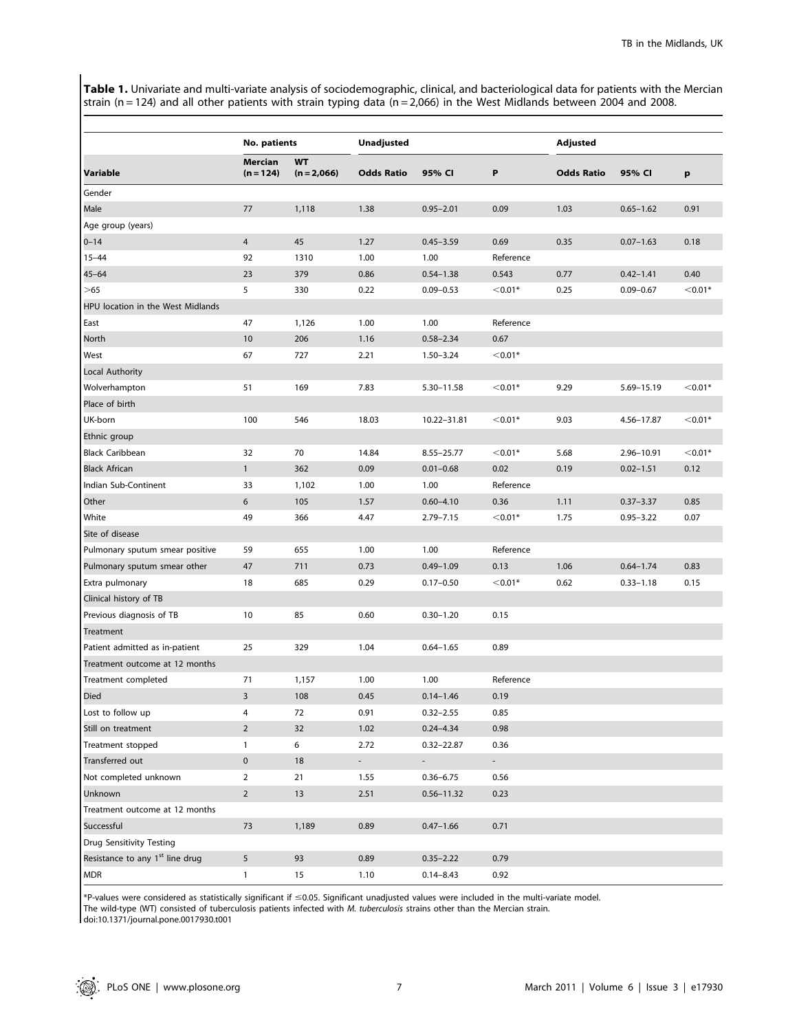**Table 1.** Univariate and multi-variate analysis of sociodemographic, clinical, and bacteriological data for patients with the Mercian strain (n = 124) and all other patients with strain typing data (n = 2,066) in the West Midlands between 2004 and 2008.

| | No. patients | | Unadjusted | | | Adjusted | | |
|---|---|---|---|---|---|---|---|---|
| **Variable** | **Mercian (n = 124)** | **WT (n = 2,066)** | **Odds Ratio** | **95% CI** | **P** | **Odds Ratio** | **95% CI** | **p** |
| Gender | | | | | | | | |
| Male | 77 | 1,118 | 1.38 | 0.95–2.01 | 0.09 | 1.03 | 0.65–1.62 | 0.91 |
| Age group (years) | | | | | | | | |
| 0–14 | 4 | 45 | 1.27 | 0.45–3.59 | 0.69 | 0.35 | 0.07–1.63 | 0.18 |
| 15–44 | 92 | 1310 | 1.00 | 1.00 | Reference | | | |
| 45–64 | 23 | 379 | 0.86 | 0.54–1.38 | 0.543 | 0.77 | 0.42–1.41 | 0.40 |
| >65 | 5 | 330 | 0.22 | 0.09–0.53 | <0.01* | 0.25 | 0.09–0.67 | <0.01* |
| HPU location in the West Midlands | | | | | | | | |
| East | 47 | 1,126 | 1.00 | 1.00 | Reference | | | |
| North | 10 | 206 | 1.16 | 0.58–2.34 | 0.67 | | | |
| West | 67 | 727 | 2.21 | 1.50–3.24 | <0.01* | | | |
| Local Authority | | | | | | | | |
| Wolverhampton | 51 | 169 | 7.83 | 5.30–11.58 | <0.01* | 9.29 | 5.69–15.19 | <0.01* |
| Place of birth | | | | | | | | |
| UK-born | 100 | 546 | 18.03 | 10.22–31.81 | <0.01* | 9.03 | 4.56–17.87 | <0.01* |
| Ethnic group | | | | | | | | |
| Black Caribbean | 32 | 70 | 14.84 | 8.55–25.77 | <0.01* | 5.68 | 2.96–10.91 | <0.01* |
| Black African | 1 | 362 | 0.09 | 0.01–0.68 | 0.02 | 0.19 | 0.02–1.51 | 0.12 |
| Indian Sub-Continent | 33 | 1,102 | 1.00 | 1.00 | Reference | | | |
| Other | 6 | 105 | 1.57 | 0.60–4.10 | 0.36 | 1.11 | 0.37–3.37 | 0.85 |
| White | 49 | 366 | 4.47 | 2.79–7.15 | <0.01* | 1.75 | 0.95–3.22 | 0.07 |
| Site of disease | | | | | | | | |
| Pulmonary sputum smear positive | 59 | 655 | 1.00 | 1.00 | Reference | | | |
| Pulmonary sputum smear other | 47 | 711 | 0.73 | 0.49–1.09 | 0.13 | 1.06 | 0.64–1.74 | 0.83 |
| Extra pulmonary | 18 | 685 | 0.29 | 0.17–0.50 | <0.01* | 0.62 | 0.33–1.18 | 0.15 |
| Clinical history of TB | | | | | | | | |
| Previous diagnosis of TB | 10 | 85 | 0.60 | 0.30–1.20 | 0.15 | | | |
| Treatment | | | | | | | | |
| Patient admitted as in-patient | 25 | 329 | 1.04 | 0.64–1.65 | 0.89 | | | |
| Treatment outcome at 12 months | | | | | | | | |
| Treatment completed | 71 | 1,157 | 1.00 | 1.00 | Reference | | | |
| Died | 3 | 108 | 0.45 | 0.14–1.46 | 0.19 | | | |
| Lost to follow up | 4 | 72 | 0.91 | 0.32–2.55 | 0.85 | | | |
| Still on treatment | 2 | 32 | 1.02 | 0.24–4.34 | 0.98 | | | |
| Treatment stopped | 1 | 6 | 2.72 | 0.32–22.87 | 0.36 | | | |
| Transferred out | 0 | 18 | - | - | - | | | |
| Not completed unknown | 2 | 21 | 1.55 | 0.36–6.75 | 0.56 | | | |
| Unknown | 2 | 13 | 2.51 | 0.56–11.32 | 0.23 | | | |
| Treatment outcome at 12 months | | | | | | | | |
| Successful | 73 | 1,189 | 0.89 | 0.47–1.66 | 0.71 | | | |
| Drug Sensitivity Testing | | | | | | | | |
| Resistance to any 1st line drug | 5 | 93 | 0.89 | 0.35–2.22 | 0.79 | | | |
| MDR | 1 | 15 | 1.10 | 0.14–8.43 | 0.92 | | | |

*P-values were considered as statistically significant if ≤0.05. Significant unadjusted values were included in the multi-variate model.
The wild-type (WT) consisted of tuberculosis patients infected with *M. tuberculosis* strains other than the Mercian strain.
doi:10.1371/journal.pone.0017930.t001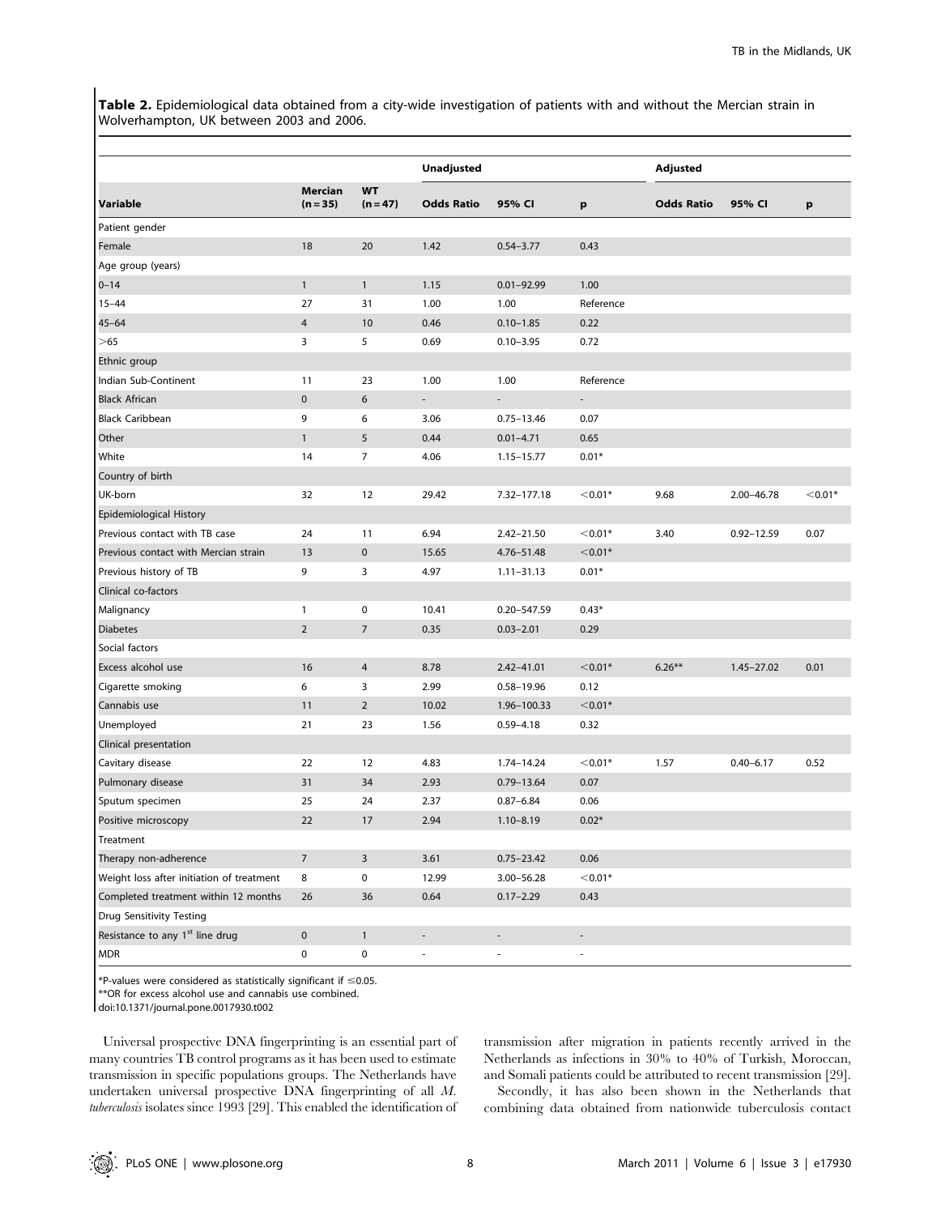**Table 2.** Epidemiological data obtained from a city-wide investigation of patients with and without the Mercian strain in Wolverhampton, UK between 2003 and 2006.

| | | | Unadjusted | | | Adjusted | | |
|---|---|---|---|---|---|---|---|---|
| **Variable** | **Mercian (n = 35)** | **WT (n = 47)** | **Odds Ratio** | **95% CI** | **p** | **Odds Ratio** | **95% CI** | **p** |
| Patient gender | | | | | | | | |
| Female | 18 | 20 | 1.42 | 0.54–3.77 | 0.43 | | | |
| Age group (years) | | | | | | | | |
| 0–14 | 1 | 1 | 1.15 | 0.01–92.99 | 1.00 | | | |
| 15–44 | 27 | 31 | 1.00 | 1.00 | Reference | | | |
| 45–64 | 4 | 10 | 0.46 | 0.10–1.85 | 0.22 | | | |
| >65 | 3 | 5 | 0.69 | 0.10–3.95 | 0.72 | | | |
| Ethnic group | | | | | | | | |
| Indian Sub-Continent | 11 | 23 | 1.00 | 1.00 | Reference | | | |
| Black African | 0 | 6 | - | - | - | | | |
| Black Caribbean | 9 | 6 | 3.06 | 0.75–13.46 | 0.07 | | | |
| Other | 1 | 5 | 0.44 | 0.01–4.71 | 0.65 | | | |
| White | 14 | 7 | 4.06 | 1.15–15.77 | 0.01* | | | |
| Country of birth | | | | | | | | |
| UK-born | 32 | 12 | 29.42 | 7.32–177.18 | <0.01* | 9.68 | 2.00–46.78 | <0.01* |
| Epidemiological History | | | | | | | | |
| Previous contact with TB case | 24 | 11 | 6.94 | 2.42–21.50 | <0.01* | 3.40 | 0.92–12.59 | 0.07 |
| Previous contact with Mercian strain | 13 | 0 | 15.65 | 4.76–51.48 | <0.01* | | | |
| Previous history of TB | 9 | 3 | 4.97 | 1.11–31.13 | 0.01* | | | |
| Clinical co-factors | | | | | | | | |
| Malignancy | 1 | 0 | 10.41 | 0.20–547.59 | 0.43* | | | |
| Diabetes | 2 | 7 | 0.35 | 0.03–2.01 | 0.29 | | | |
| Social factors | | | | | | | | |
| Excess alcohol use | 16 | 4 | 8.78 | 2.42–41.01 | <0.01* | 6.26** | 1.45–27.02 | 0.01 |
| Cigarette smoking | 6 | 3 | 2.99 | 0.58–19.96 | 0.12 | | | |
| Cannabis use | 11 | 2 | 10.02 | 1.96–100.33 | <0.01* | | | |
| Unemployed | 21 | 23 | 1.56 | 0.59–4.18 | 0.32 | | | |
| Clinical presentation | | | | | | | | |
| Cavitary disease | 22 | 12 | 4.83 | 1.74–14.24 | <0.01* | 1.57 | 0.40–6.17 | 0.52 |
| Pulmonary disease | 31 | 34 | 2.93 | 0.79–13.64 | 0.07 | | | |
| Sputum specimen | 25 | 24 | 2.37 | 0.87–6.84 | 0.06 | | | |
| Positive microscopy | 22 | 17 | 2.94 | 1.10–8.19 | 0.02* | | | |
| Treatment | | | | | | | | |
| Therapy non-adherence | 7 | 3 | 3.61 | 0.75–23.42 | 0.06 | | | |
| Weight loss after initiation of treatment | 8 | 0 | 12.99 | 3.00–56.28 | <0.01* | | | |
| Completed treatment within 12 months | 26 | 36 | 0.64 | 0.17–2.29 | 0.43 | | | |
| Drug Sensitivity Testing | | | | | | | | |
| Resistance to any 1st line drug | 0 | 1 | - | - | - | | | |
| MDR | 0 | 0 | - | - | - | | | |

*P-values were considered as statistically significant if ≤0.05.
**OR for excess alcohol use and cannabis use combined.
doi:10.1371/journal.pone.0017930.t002

Universal prospective DNA fingerprinting is an essential part of many countries TB control programs as it has been used to estimate transmission in specific populations groups. The Netherlands have undertaken universal prospective DNA fingerprinting of all *M. tuberculosis* isolates since 1993 [29]. This enabled the identification of transmission after migration in patients recently arrived in the Netherlands as infections in 30% to 40% of Turkish, Moroccan, and Somali patients could be attributed to recent transmission [29].

Secondly, it has also been shown in the Netherlands that combining data obtained from nationwide tuberculosis contact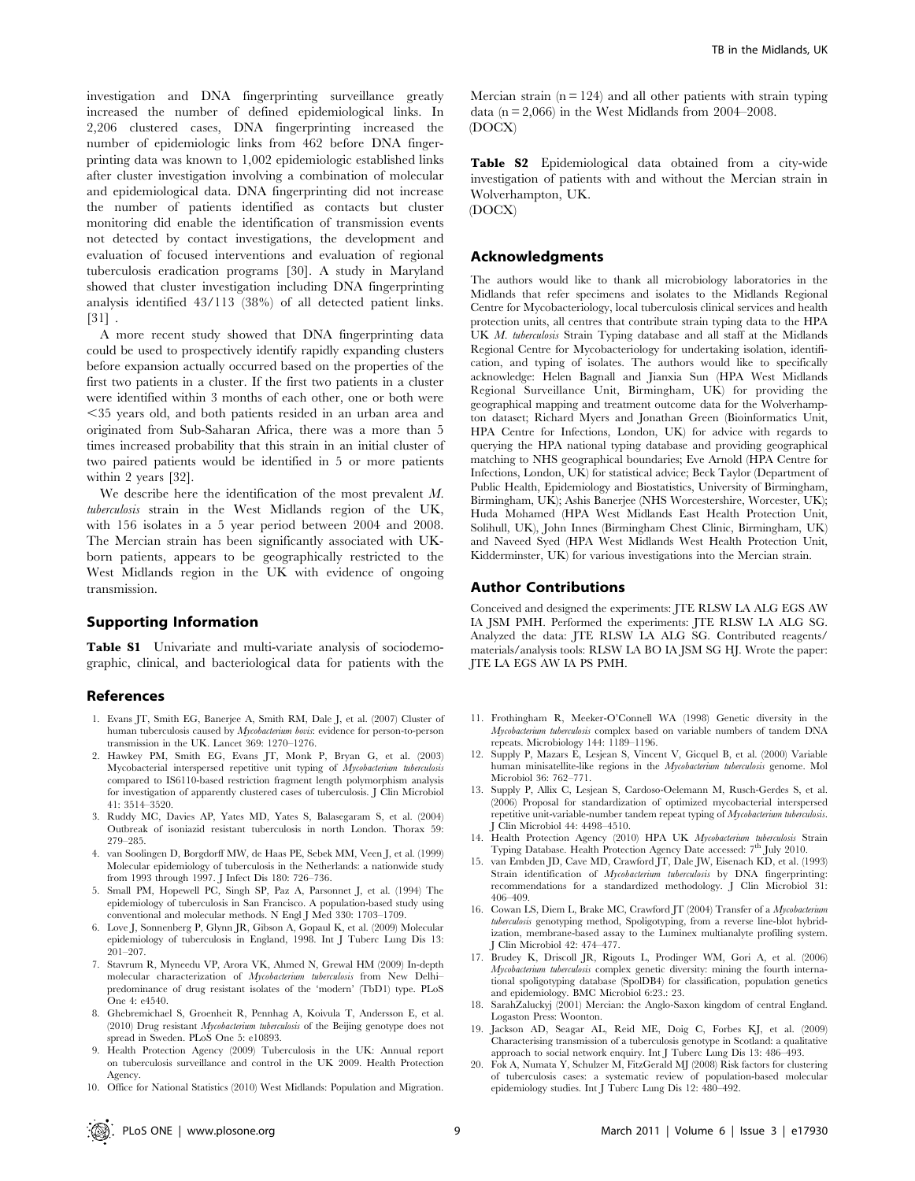investigation and DNA fingerprinting surveillance greatly increased the number of defined epidemiological links. In 2,206 clustered cases, DNA fingerprinting increased the number of epidemiologic links from 462 before DNA fingerprinting data was known to 1,002 epidemiologic established links after cluster investigation involving a combination of molecular and epidemiological data. DNA fingerprinting did not increase the number of patients identified as contacts but cluster monitoring did enable the identification of transmission events not detected by contact investigations, the development and evaluation of focused interventions and evaluation of regional tuberculosis eradication programs [30]. A study in Maryland showed that cluster investigation including DNA fingerprinting analysis identified 43/113 (38%) of all detected patient links. [31] .

A more recent study showed that DNA fingerprinting data could be used to prospectively identify rapidly expanding clusters before expansion actually occurred based on the properties of the first two patients in a cluster. If the first two patients in a cluster were identified within 3 months of each other, one or both were <35 years old, and both patients resided in an urban area and originated from Sub-Saharan Africa, there was a more than 5 times increased probability that this strain in an initial cluster of two paired patients would be identified in 5 or more patients within 2 years [32].

We describe here the identification of the most prevalent *M. tuberculosis* strain in the West Midlands region of the UK, with 156 isolates in a 5 year period between 2004 and 2008. The Mercian strain has been significantly associated with UK-born patients, appears to be geographically restricted to the West Midlands region in the UK with evidence of ongoing transmission.

## Supporting Information

**Table S1** Univariate and multi-variate analysis of sociodemographic, clinical, and bacteriological data for patients with the Mercian strain (n = 124) and all other patients with strain typing data (n = 2,066) in the West Midlands from 2004–2008.
(DOCX)

**Table S2** Epidemiological data obtained from a city-wide investigation of patients with and without the Mercian strain in Wolverhampton, UK.
(DOCX)

## Acknowledgments

The authors would like to thank all microbiology laboratories in the Midlands that refer specimens and isolates to the Midlands Regional Centre for Mycobacteriology, local tuberculosis clinical services and health protection units, all centres that contribute strain typing data to the HPA UK *M. tuberculosis* Strain Typing database and all staff at the Midlands Regional Centre for Mycobacteriology for undertaking isolation, identification, and typing of isolates. The authors would like to specifically acknowledge: Helen Bagnall and Jianxia Sun (HPA West Midlands Regional Surveillance Unit, Birmingham, UK) for providing the geographical mapping and treatment outcome data for the Wolverhampton dataset; Richard Myers and Jonathan Green (Bioinformatics Unit, HPA Centre for Infections, London, UK) for advice with regards to querying the HPA national typing database and providing geographical matching to NHS geographical boundaries; Eve Arnold (HPA Centre for Infections, London, UK) for statistical advice; Beck Taylor (Department of Public Health, Epidemiology and Biostatistics, University of Birmingham, Birmingham, UK); Ashis Banerjee (NHS Worcestershire, Worcester, UK); Huda Mohamed (HPA West Midlands East Health Protection Unit, Solihull, UK), John Innes (Birmingham Chest Clinic, Birmingham, UK) and Naveed Syed (HPA West Midlands West Health Protection Unit, Kidderminster, UK) for various investigations into the Mercian strain.

## Author Contributions

Conceived and designed the experiments: JTE RLSW LA ALG EGS AW IA JSM PMH. Performed the experiments: JTE RLSW LA ALG SG. Analyzed the data: JTE RLSW LA ALG SG. Contributed reagents/materials/analysis tools: RLSW LA BO IA JSM SG HJ. Wrote the paper: JTE LA EGS AW IA PS PMH.

## References

1. Evans JT, Smith EG, Banerjee A, Smith RM, Dale J, et al. (2007) Cluster of human tuberculosis caused by *Mycobacterium bovis*: evidence for person-to-person transmission in the UK. Lancet 369: 1270–1276.
2. Hawkey PM, Smith EG, Evans JT, Monk P, Bryan G, et al. (2003) Mycobacterial interspersed repetitive unit typing of *Mycobacterium tuberculosis* compared to IS6110-based restriction fragment length polymorphism analysis for investigation of apparently clustered cases of tuberculosis. J Clin Microbiol 41: 3514–3520.
3. Ruddy MC, Davies AP, Yates MD, Yates S, Balasegaram S, et al. (2004) Outbreak of isoniazid resistant tuberculosis in north London. Thorax 59: 279–285.
4. van Soolingen D, Borgdorff MW, de Haas PE, Sebek MM, Veen J, et al. (1999) Molecular epidemiology of tuberculosis in the Netherlands: a nationwide study from 1993 through 1997. J Infect Dis 180: 726–736.
5. Small PM, Hopewell PC, Singh SP, Paz A, Parsonnet J, et al. (1994) The epidemiology of tuberculosis in San Francisco. A population-based study using conventional and molecular methods. N Engl J Med 330: 1703–1709.
6. Love J, Sonnenberg P, Glynn JR, Gibson A, Gopaul K, et al. (2009) Molecular epidemiology of tuberculosis in England, 1998. Int J Tuberc Lung Dis 13: 201–207.
7. Stavrum R, Myneedu VP, Arora VK, Ahmed N, Grewal HM (2009) In-depth molecular characterization of *Mycobacterium tuberculosis* from New Delhi–predominance of drug resistant isolates of the 'modern' (TbD1) type. PLoS One 4: e4540.
8. Ghebremichael S, Groenheit R, Pennhag A, Koivula T, Andersson E, et al. (2010) Drug resistant *Mycobacterium tuberculosis* of the Beijing genotype does not spread in Sweden. PLoS One 5: e10893.
9. Health Protection Agency (2009) Tuberculosis in the UK: Annual report on tuberculosis surveillance and control in the UK 2009. Health Protection Agency.
10. Office for National Statistics (2010) West Midlands: Population and Migration.
11. Frothingham R, Meeker-O'Connell WA (1998) Genetic diversity in the *Mycobacterium tuberculosis* complex based on variable numbers of tandem DNA repeats. Microbiology 144: 1189–1196.
12. Supply P, Mazars E, Lesjean S, Vincent V, Gicquel B, et al. (2000) Variable human minisatellite-like regions in the *Mycobacterium tuberculosis* genome. Mol Microbiol 36: 762–771.
13. Supply P, Allix C, Lesjean S, Cardoso-Oelemann M, Rusch-Gerdes S, et al. (2006) Proposal for standardization of optimized mycobacterial interspersed repetitive unit-variable-number tandem repeat typing of *Mycobacterium tuberculosis*. J Clin Microbiol 44: 4498–4510.
14. Health Protection Agency (2010) HPA UK *Mycobacterium tuberculosis* Strain Typing Database. Health Protection Agency Date accessed: 7th July 2010.
15. van Embden JD, Cave MD, Crawford JT, Dale JW, Eisenach KD, et al. (1993) Strain identification of *Mycobacterium tuberculosis* by DNA fingerprinting: recommendations for a standardized methodology. J Clin Microbiol 31: 406–409.
16. Cowan LS, Diem L, Brake MC, Crawford JT (2004) Transfer of a *Mycobacterium tuberculosis* genotyping method, Spoligotyping, from a reverse line-blot hybridization, membrane-based assay to the Luminex multianalyte profiling system. J Clin Microbiol 42: 474–477.
17. Brudey K, Driscoll JR, Rigouts L, Prodinger WM, Gori A, et al. (2006) *Mycobacterium tuberculosis* complex genetic diversity: mining the fourth international spoligotyping database (SpolDB4) for classification, population genetics and epidemiology. BMC Microbiol 6:23.: 23.
18. SarahZaluckyj (2001) Mercian: the Anglo-Saxon kingdom of central England. Logaston Press: Woonton.
19. Jackson AD, Seagar AL, Reid ME, Doig C, Forbes KJ, et al. (2009) Characterising transmission of a tuberculosis genotype in Scotland: a qualitative approach to social network enquiry. Int J Tuberc Lung Dis 13: 486–493.
20. Fok A, Numata Y, Schulzer M, FitzGerald MJ (2008) Risk factors for clustering of tuberculosis cases: a systematic review of population-based molecular epidemiology studies. Int J Tuberc Lung Dis 12: 480–492.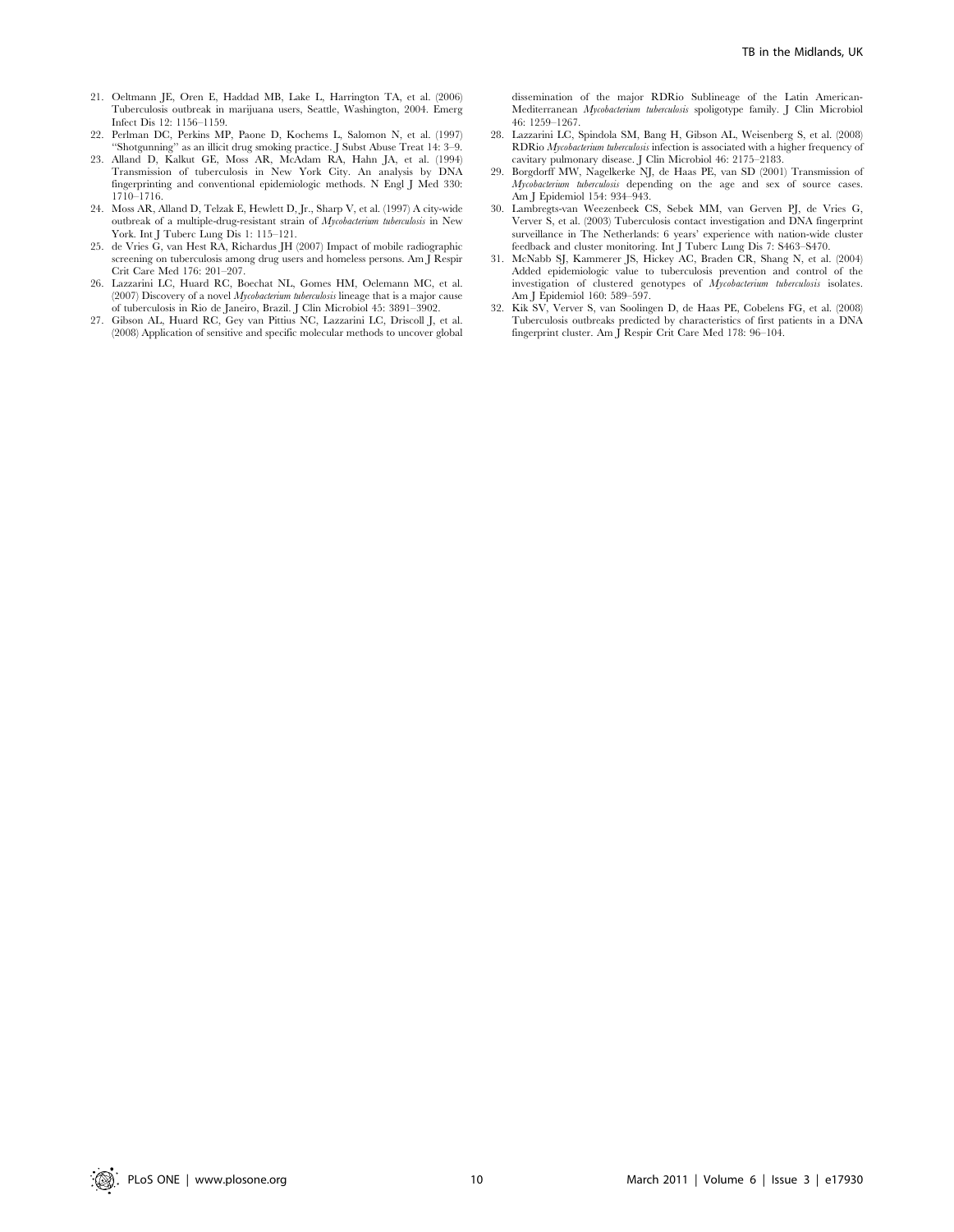21. Oeltmann JE, Oren E, Haddad MB, Lake L, Harrington TA, et al. (2006) Tuberculosis outbreak in marijuana users, Seattle, Washington, 2004. Emerg Infect Dis 12: 1156–1159.
22. Perlman DC, Perkins MP, Paone D, Kochems L, Salomon N, et al. (1997) "Shotgunning" as an illicit drug smoking practice. J Subst Abuse Treat 14: 3–9.
23. Alland D, Kalkut GE, Moss AR, McAdam RA, Hahn JA, et al. (1994) Transmission of tuberculosis in New York City. An analysis by DNA fingerprinting and conventional epidemiologic methods. N Engl J Med 330: 1710–1716.
24. Moss AR, Alland D, Telzak E, Hewlett D, Jr., Sharp V, et al. (1997) A city-wide outbreak of a multiple-drug-resistant strain of *Mycobacterium tuberculosis* in New York. Int J Tuberc Lung Dis 1: 115–121.
25. de Vries G, van Hest RA, Richardus JH (2007) Impact of mobile radiographic screening on tuberculosis among drug users and homeless persons. Am J Respir Crit Care Med 176: 201–207.
26. Lazzarini LC, Huard RC, Boechat NL, Gomes HM, Oelemann MC, et al. (2007) Discovery of a novel *Mycobacterium tuberculosis* lineage that is a major cause of tuberculosis in Rio de Janeiro, Brazil. J Clin Microbiol 45: 3891–3902.
27. Gibson AL, Huard RC, Gey van Pittius NC, Lazzarini LC, Driscoll J, et al. (2008) Application of sensitive and specific molecular methods to uncover global dissemination of the major RDRio Sublineage of the Latin American-Mediterranean *Mycobacterium tuberculosis* spoligotype family. J Clin Microbiol 46: 1259–1267.
28. Lazzarini LC, Spindola SM, Bang H, Gibson AL, Weisenberg S, et al. (2008) RDRio *Mycobacterium tuberculosis* infection is associated with a higher frequency of cavitary pulmonary disease. J Clin Microbiol 46: 2175–2183.
29. Borgdorff MW, Nagelkerke NJ, de Haas PE, van SD (2001) Transmission of *Mycobacterium tuberculosis* depending on the age and sex of source cases. Am J Epidemiol 154: 934–943.
30. Lambregts-van Weezenbeek CS, Sebek MM, van Gerven PJ, de Vries G, Verver S, et al. (2003) Tuberculosis contact investigation and DNA fingerprint surveillance in The Netherlands: 6 years' experience with nation-wide cluster feedback and cluster monitoring. Int J Tuberc Lung Dis 7: S463–S470.
31. McNabb SJ, Kammerer JS, Hickey AC, Braden CR, Shang N, et al. (2004) Added epidemiologic value to tuberculosis prevention and control of the investigation of clustered genotypes of *Mycobacterium tuberculosis* isolates. Am J Epidemiol 160: 589–597.
32. Kik SV, Verver S, van Soolingen D, de Haas PE, Cobelens FG, et al. (2008) Tuberculosis outbreaks predicted by characteristics of first patients in a DNA fingerprint cluster. Am J Respir Crit Care Med 178: 96–104.